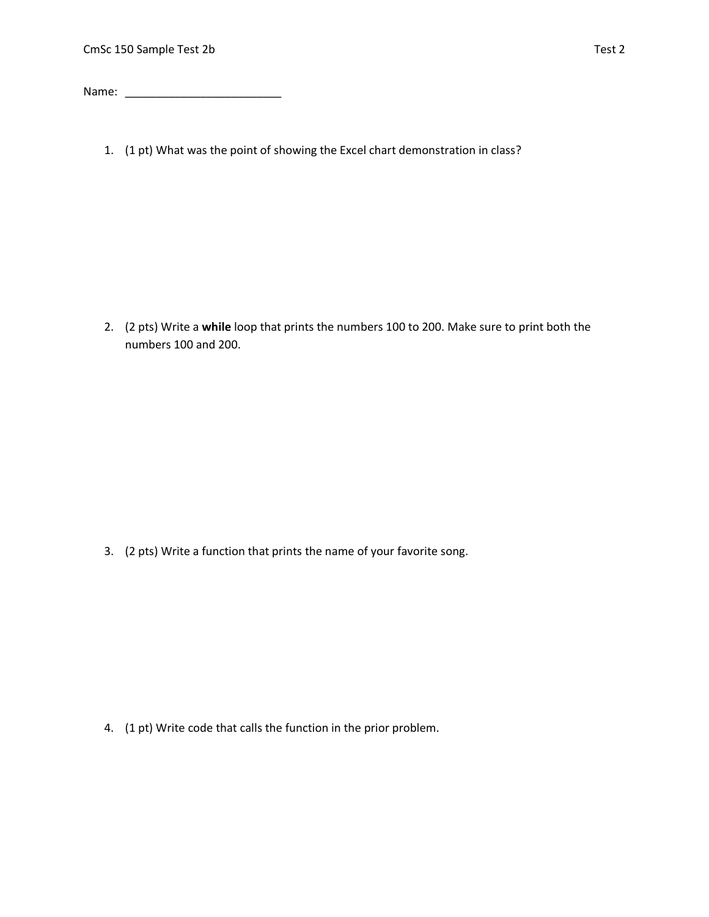CmSc 150 Sample Test 2b

Test 2

Name: ___________________________

1. (1 pt) What was the point of showing the Excel chart demonstration in class?

2. (2 pts) Write a **while** loop that prints the numbers 100 to 200. Make sure to print both the numbers 100 and 200.

3. (2 pts) Write a function that prints the name of your favorite song.

4. (1 pt) Write code that calls the function in the prior problem.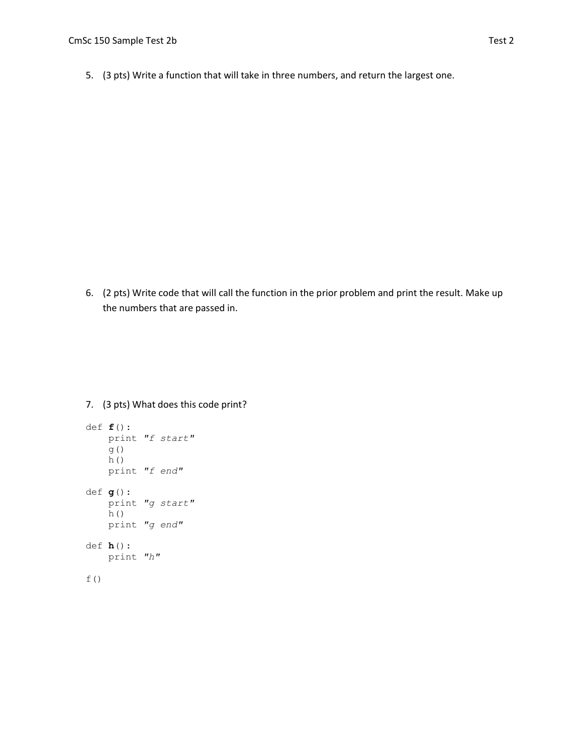5. (3 pts) Write a function that will take in three numbers, and return the largest one.

6. (2 pts) Write code that will call the function in the prior problem and print the result. Make up the numbers that are passed in.

7. (3 pts) What does this code print?

```
def f():
    print "f start"
    g()
    h()
    print "f end"

def g():
    print "g start"
    h()
    print "g end"

def h():
    print "h"

f()
```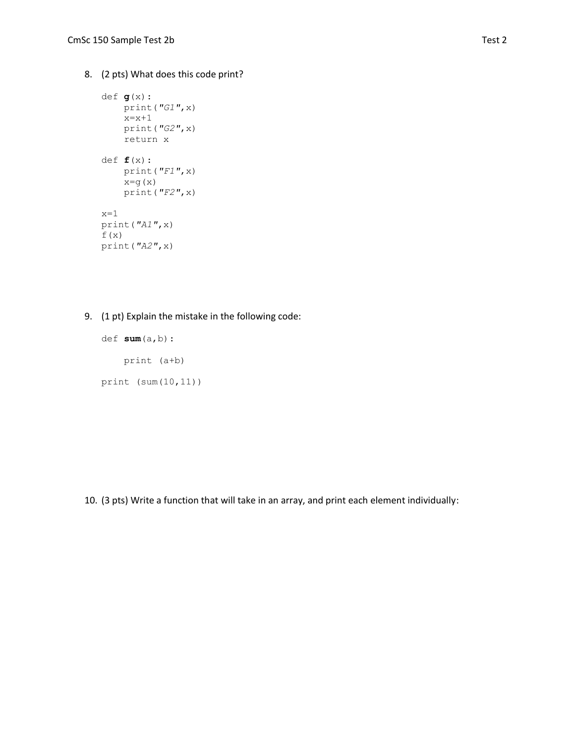8. (2 pts) What does this code print?

```
def g(x):
    print("G1",x)
    x=x+1
    print("G2",x)
    return x

def f(x):
    print("F1",x)
    x=g(x)
    print("F2",x)

x=1
print("A1",x)
f(x)
print("A2",x)
```

9. (1 pt) Explain the mistake in the following code:

```
def sum(a,b):

    print (a+b)

print (sum(10,11))
```

10. (3 pts) Write a function that will take in an array, and print each element individually: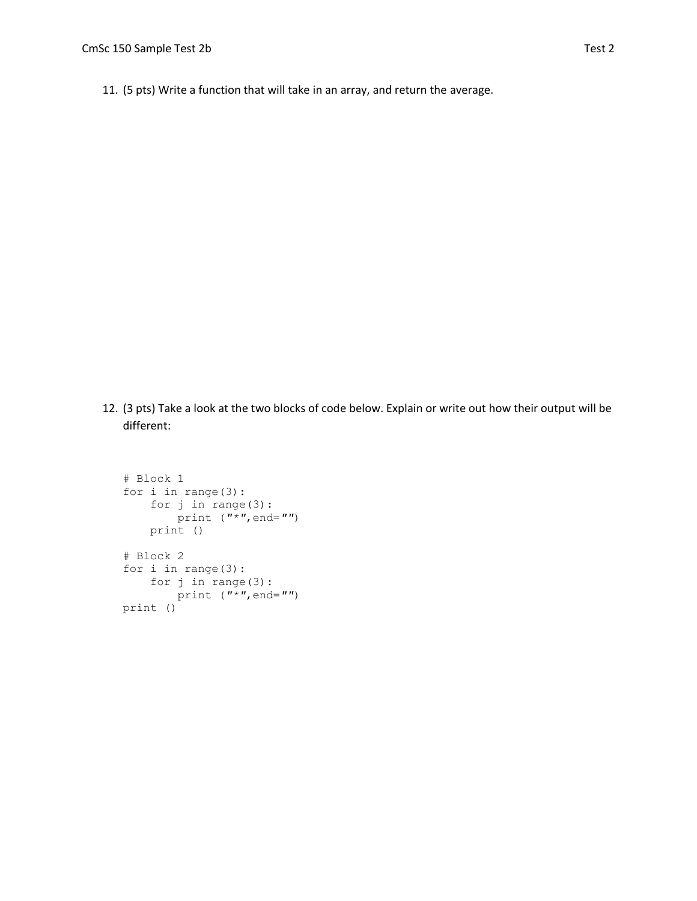11. (5 pts) Write a function that will take in an array, and return the average.

12. (3 pts) Take a look at the two blocks of code below. Explain or write out how their output will be different:

```
# Block 1
for i in range(3):
    for j in range(3):
        print ("*",end="")
    print ()

# Block 2
for i in range(3):
    for j in range(3):
        print ("*",end="")
print ()
```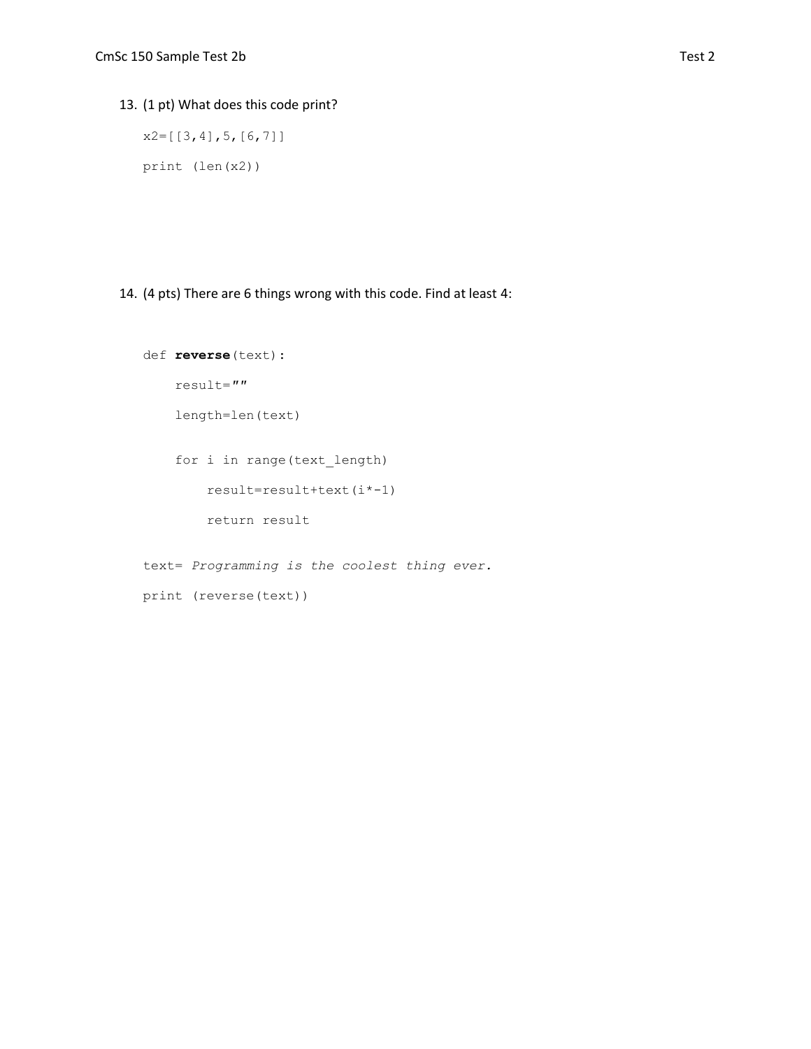13. (1 pt) What does this code print?

```
x2=[[3,4],5,[6,7]]

print (len(x2))
```

14. (4 pts) There are 6 things wrong with this code. Find at least 4:

```
def reverse(text):

    result=""

    length=len(text)

    for i in range(text_length)

        result=result+text(i*-1)

        return result

text= Programming is the coolest thing ever.

print (reverse(text))
```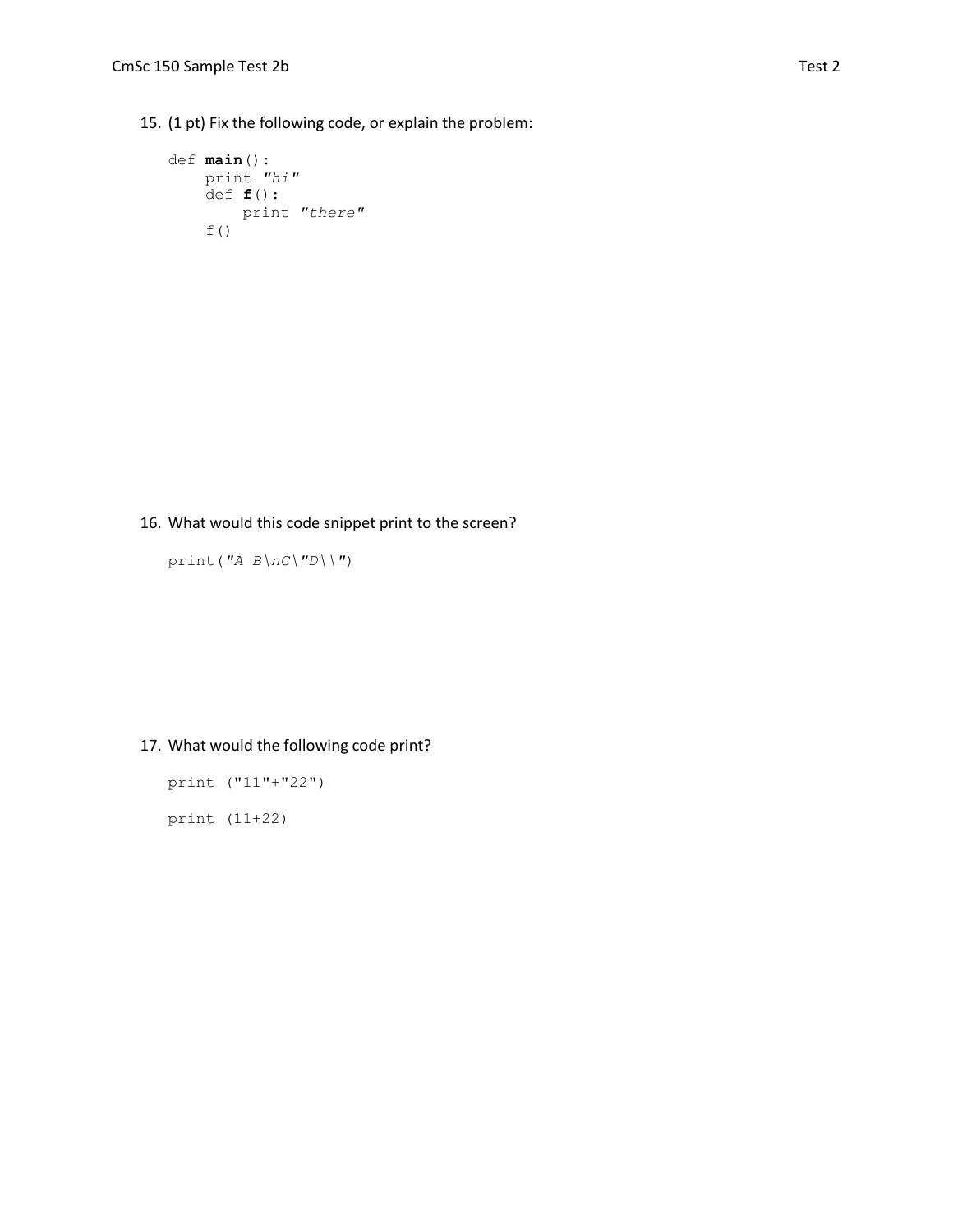15. (1 pt) Fix the following code, or explain the problem:

```
def main():
    print "hi"
    def f():
        print "there"
    f()
```

16. What would this code snippet print to the screen?

```
print("A B\nC\"D\\")
```

17. What would the following code print?

```
print ("11"+"22")

print (11+22)
```